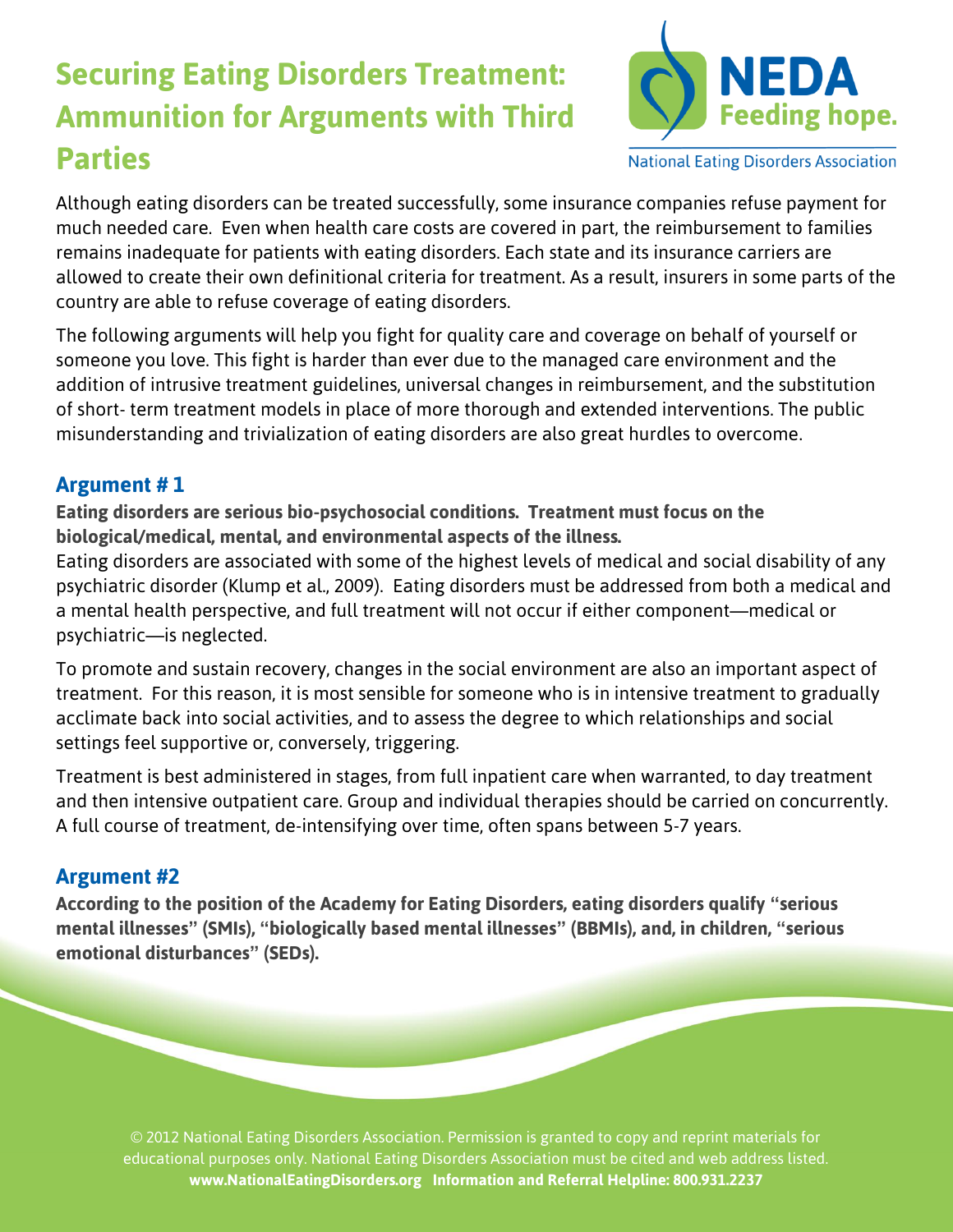# Securing Eating Disorders Treatment: Ammunition for Arguments with Third Parties

NEDA Feeding hope.

National Eating Disorders Association

Although eating disorders can be treated successfully, some insurance companies refuse payment for much needed care. Even when health care costs are covered in part, the reimbursement to families remains inadequate for patients with eating disorders. Each state and its insurance carriers are allowed to create their own definitional criteria for treatment. As a result, insurers in some parts of the country are able to refuse coverage of eating disorders.

The following arguments will help you fight for quality care and coverage on behalf of yourself or someone you love. This fight is harder than ever due to the managed care environment and the addition of intrusive treatment guidelines, universal changes in reimbursement, and the substitution of short- term treatment models in place of more thorough and extended interventions. The public misunderstanding and trivialization of eating disorders are also great hurdles to overcome.

## Argument # 1

**Eating disorders are serious bio-psychosocial conditions. Treatment must focus on the biological/medical, mental, and environmental aspects of the illness.**

Eating disorders are associated with some of the highest levels of medical and social disability of any psychiatric disorder (Klump et al., 2009). Eating disorders must be addressed from both a medical and a mental health perspective, and full treatment will not occur if either component—medical or psychiatric—is neglected.

To promote and sustain recovery, changes in the social environment are also an important aspect of treatment. For this reason, it is most sensible for someone who is in intensive treatment to gradually acclimate back into social activities, and to assess the degree to which relationships and social settings feel supportive or, conversely, triggering.

Treatment is best administered in stages, from full inpatient care when warranted, to day treatment and then intensive outpatient care. Group and individual therapies should be carried on concurrently. A full course of treatment, de-intensifying over time, often spans between 5-7 years.

## Argument #2

**According to the position of the Academy for Eating Disorders, eating disorders qualify "serious mental illnesses" (SMIs), "biologically based mental illnesses" (BBMIs), and, in children, "serious emotional disturbances" (SEDs).**

© 2012 National Eating Disorders Association. Permission is granted to copy and reprint materials for educational purposes only. National Eating Disorders Association must be cited and web address listed.
**www.NationalEatingDisorders.org Information and Referral Helpline: 800.931.2237**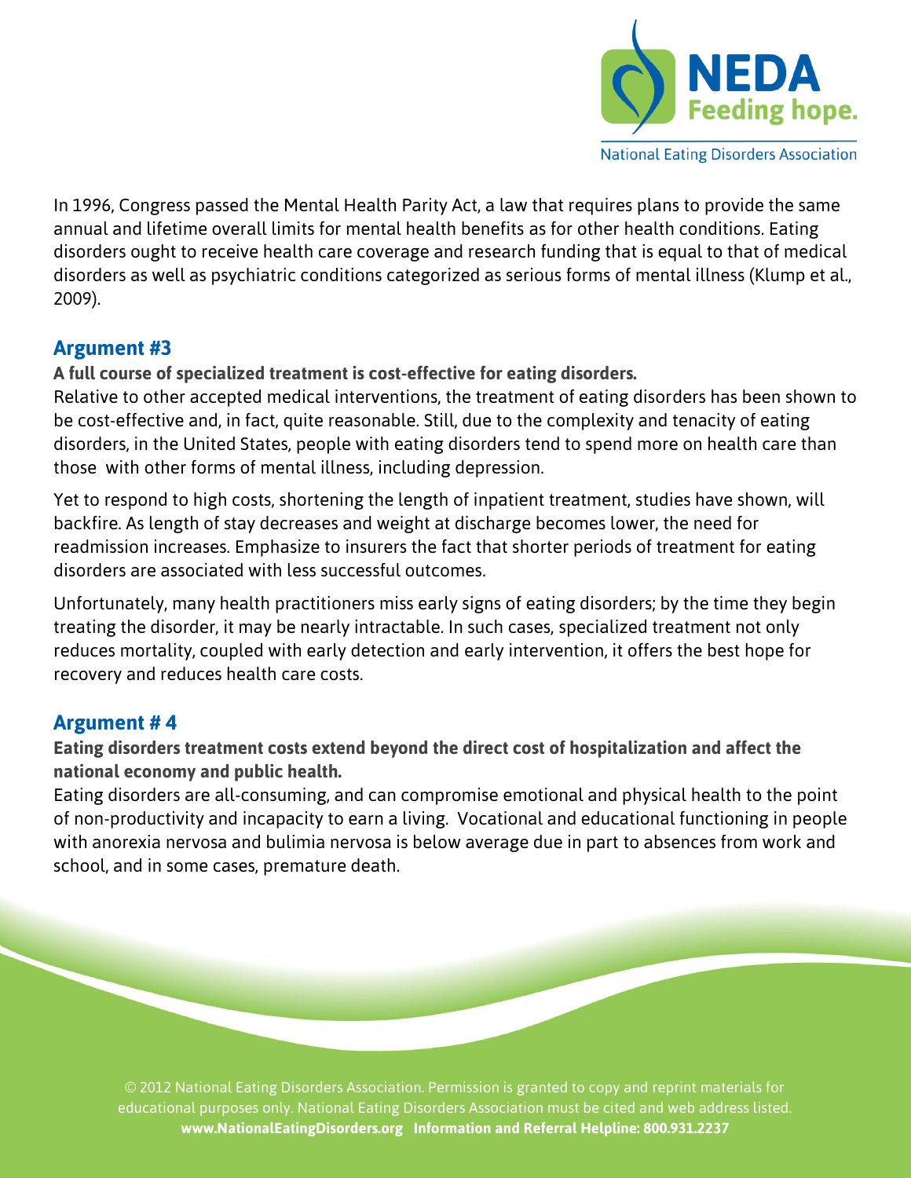In 1996, Congress passed the Mental Health Parity Act, a law that requires plans to provide the same annual and lifetime overall limits for mental health benefits as for other health conditions. Eating disorders ought to receive health care coverage and research funding that is equal to that of medical disorders as well as psychiatric conditions categorized as serious forms of mental illness (Klump et al., 2009).

## Argument #3

**A full course of specialized treatment is cost-effective for eating disorders.**

Relative to other accepted medical interventions, the treatment of eating disorders has been shown to be cost-effective and, in fact, quite reasonable. Still, due to the complexity and tenacity of eating disorders, in the United States, people with eating disorders tend to spend more on health care than those with other forms of mental illness, including depression.

Yet to respond to high costs, shortening the length of inpatient treatment, studies have shown, will backfire. As length of stay decreases and weight at discharge becomes lower, the need for readmission increases. Emphasize to insurers the fact that shorter periods of treatment for eating disorders are associated with less successful outcomes.

Unfortunately, many health practitioners miss early signs of eating disorders; by the time they begin treating the disorder, it may be nearly intractable. In such cases, specialized treatment not only reduces mortality, coupled with early detection and early intervention, it offers the best hope for recovery and reduces health care costs.

## Argument # 4

**Eating disorders treatment costs extend beyond the direct cost of hospitalization and affect the national economy and public health.**

Eating disorders are all-consuming, and can compromise emotional and physical health to the point of non-productivity and incapacity to earn a living. Vocational and educational functioning in people with anorexia nervosa and bulimia nervosa is below average due in part to absences from work and school, and in some cases, premature death.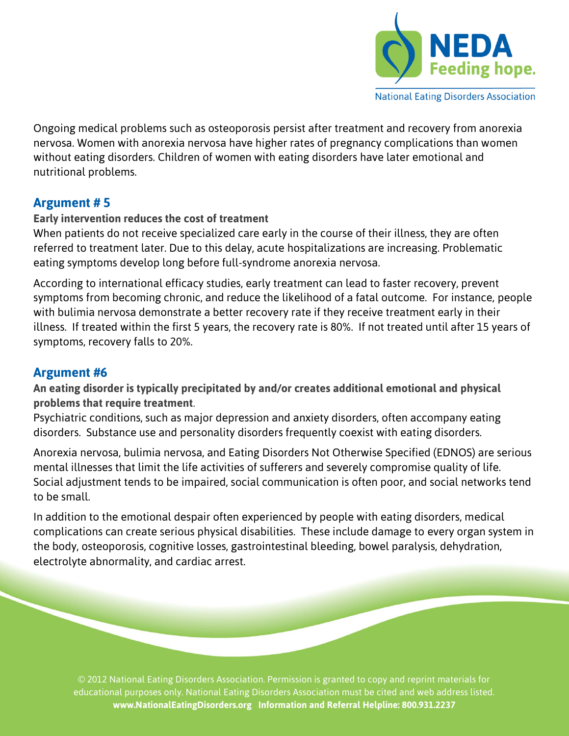Ongoing medical problems such as osteoporosis persist after treatment and recovery from anorexia nervosa. Women with anorexia nervosa have higher rates of pregnancy complications than women without eating disorders. Children of women with eating disorders have later emotional and nutritional problems.

## Argument # 5

**Early intervention reduces the cost of treatment**

When patients do not receive specialized care early in the course of their illness, they are often referred to treatment later. Due to this delay, acute hospitalizations are increasing. Problematic eating symptoms develop long before full-syndrome anorexia nervosa.

According to international efficacy studies, early treatment can lead to faster recovery, prevent symptoms from becoming chronic, and reduce the likelihood of a fatal outcome. For instance, people with bulimia nervosa demonstrate a better recovery rate if they receive treatment early in their illness. If treated within the first 5 years, the recovery rate is 80%. If not treated until after 15 years of symptoms, recovery falls to 20%.

## Argument #6

**An eating disorder is typically precipitated by and/or creates additional emotional and physical problems that require treatment**.

Psychiatric conditions, such as major depression and anxiety disorders, often accompany eating disorders. Substance use and personality disorders frequently coexist with eating disorders.

Anorexia nervosa, bulimia nervosa, and Eating Disorders Not Otherwise Specified (EDNOS) are serious mental illnesses that limit the life activities of sufferers and severely compromise quality of life. Social adjustment tends to be impaired, social communication is often poor, and social networks tend to be small.

In addition to the emotional despair often experienced by people with eating disorders, medical complications can create serious physical disabilities. These include damage to every organ system in the body, osteoporosis, cognitive losses, gastrointestinal bleeding, bowel paralysis, dehydration, electrolyte abnormality, and cardiac arrest.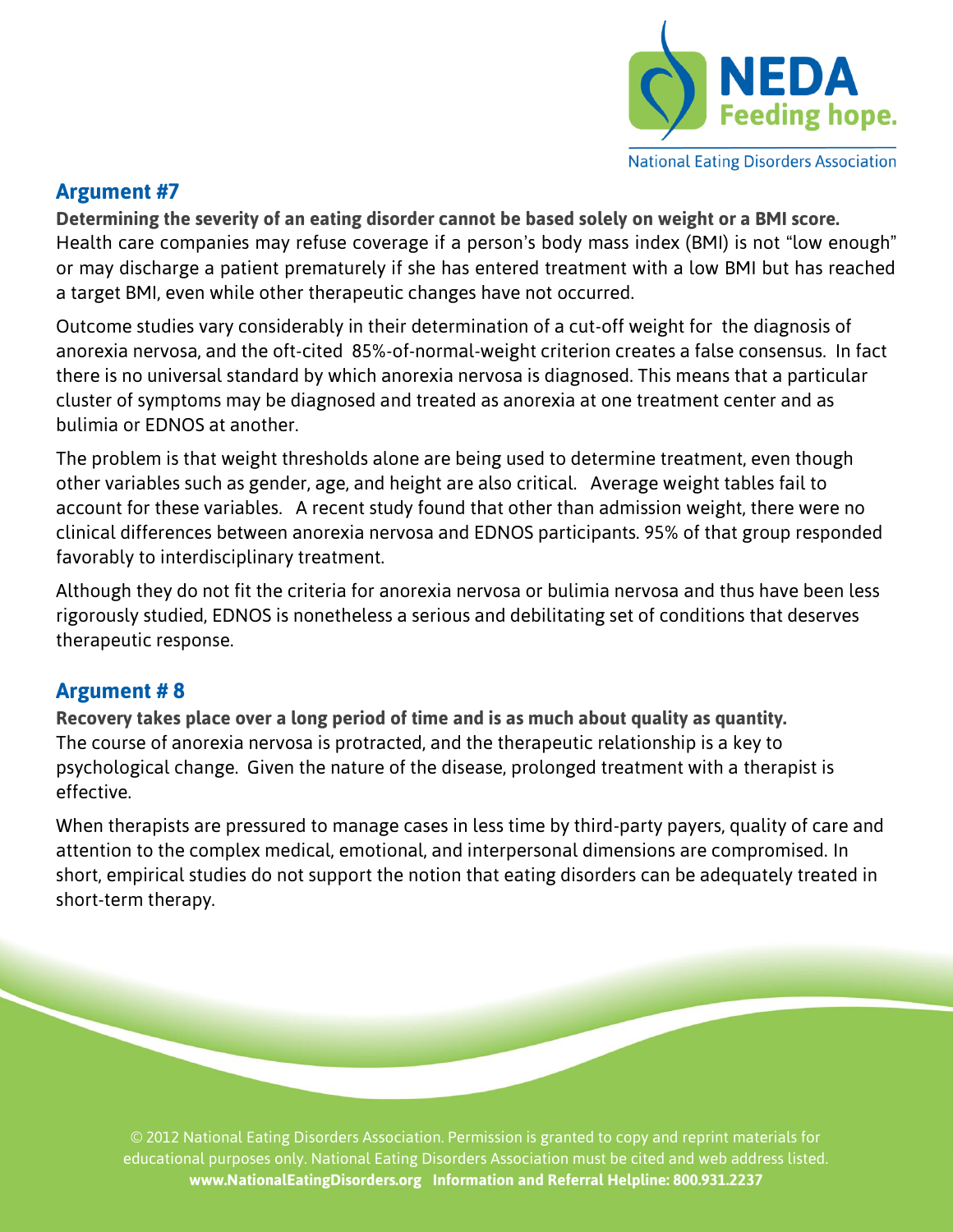## Argument #7

**Determining the severity of an eating disorder cannot be based solely on weight or a BMI score.** Health care companies may refuse coverage if a person's body mass index (BMI) is not "low enough" or may discharge a patient prematurely if she has entered treatment with a low BMI but has reached a target BMI, even while other therapeutic changes have not occurred.

Outcome studies vary considerably in their determination of a cut-off weight for the diagnosis of anorexia nervosa, and the oft-cited 85%-of-normal-weight criterion creates a false consensus. In fact there is no universal standard by which anorexia nervosa is diagnosed. This means that a particular cluster of symptoms may be diagnosed and treated as anorexia at one treatment center and as bulimia or EDNOS at another.

The problem is that weight thresholds alone are being used to determine treatment, even though other variables such as gender, age, and height are also critical. Average weight tables fail to account for these variables. A recent study found that other than admission weight, there were no clinical differences between anorexia nervosa and EDNOS participants. 95% of that group responded favorably to interdisciplinary treatment.

Although they do not fit the criteria for anorexia nervosa or bulimia nervosa and thus have been less rigorously studied, EDNOS is nonetheless a serious and debilitating set of conditions that deserves therapeutic response.

## Argument # 8

**Recovery takes place over a long period of time and is as much about quality as quantity.** The course of anorexia nervosa is protracted, and the therapeutic relationship is a key to psychological change. Given the nature of the disease, prolonged treatment with a therapist is effective.

When therapists are pressured to manage cases in less time by third-party payers, quality of care and attention to the complex medical, emotional, and interpersonal dimensions are compromised. In short, empirical studies do not support the notion that eating disorders can be adequately treated in short-term therapy.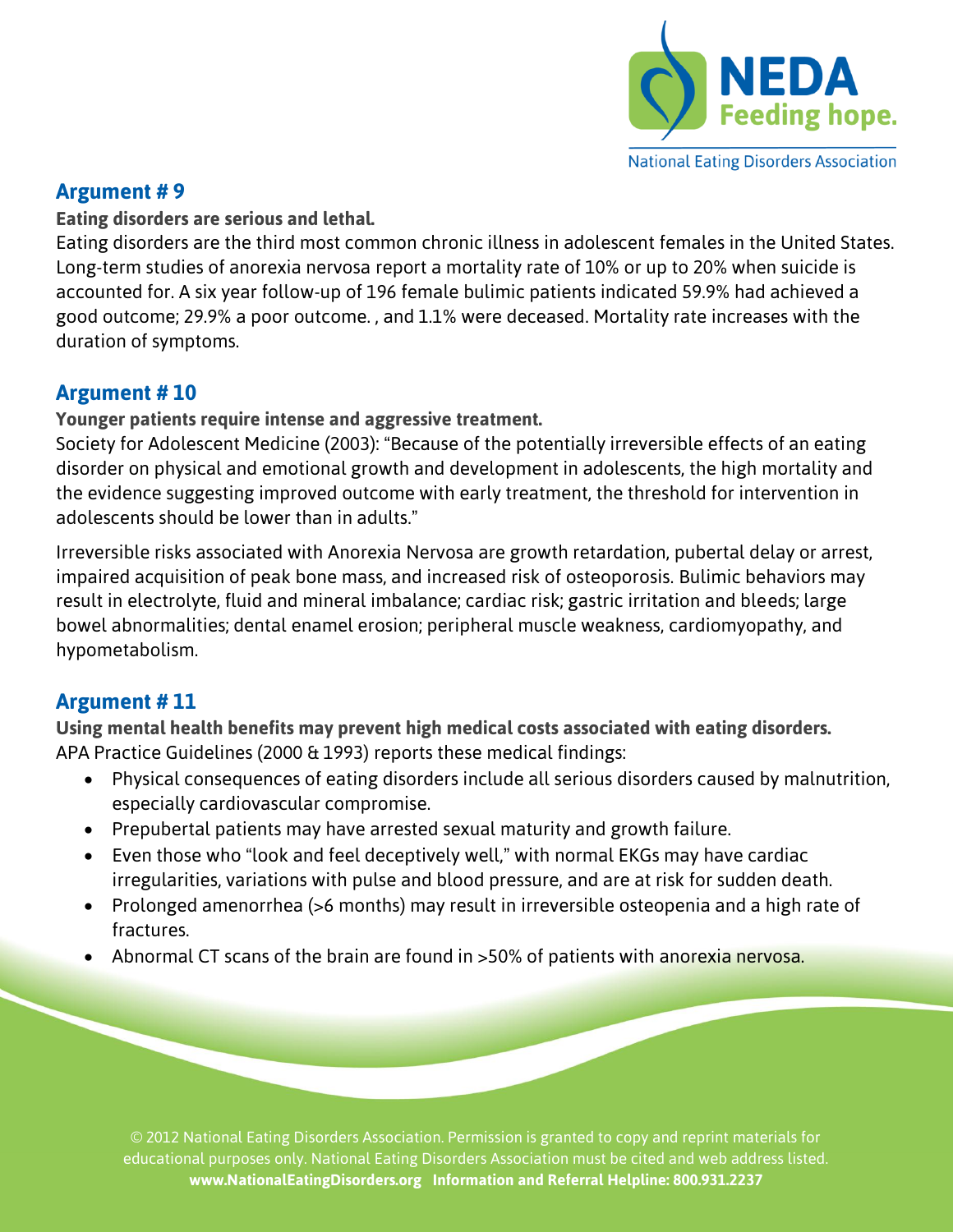## Argument # 9

**Eating disorders are serious and lethal.**

Eating disorders are the third most common chronic illness in adolescent females in the United States. Long-term studies of anorexia nervosa report a mortality rate of 10% or up to 20% when suicide is accounted for. A six year follow-up of 196 female bulimic patients indicated 59.9% had achieved a good outcome; 29.9% a poor outcome. , and 1.1% were deceased. Mortality rate increases with the duration of symptoms.

## Argument # 10

**Younger patients require intense and aggressive treatment.**

Society for Adolescent Medicine (2003): "Because of the potentially irreversible effects of an eating disorder on physical and emotional growth and development in adolescents, the high mortality and the evidence suggesting improved outcome with early treatment, the threshold for intervention in adolescents should be lower than in adults."

Irreversible risks associated with Anorexia Nervosa are growth retardation, pubertal delay or arrest, impaired acquisition of peak bone mass, and increased risk of osteoporosis. Bulimic behaviors may result in electrolyte, fluid and mineral imbalance; cardiac risk; gastric irritation and bleeds; large bowel abnormalities; dental enamel erosion; peripheral muscle weakness, cardiomyopathy, and hypometabolism.

## Argument # 11

**Using mental health benefits may prevent high medical costs associated with eating disorders.**

APA Practice Guidelines (2000 & 1993) reports these medical findings:

- Physical consequences of eating disorders include all serious disorders caused by malnutrition, especially cardiovascular compromise.
- Prepubertal patients may have arrested sexual maturity and growth failure.
- Even those who "look and feel deceptively well," with normal EKGs may have cardiac irregularities, variations with pulse and blood pressure, and are at risk for sudden death.
- Prolonged amenorrhea (>6 months) may result in irreversible osteopenia and a high rate of fractures.
- Abnormal CT scans of the brain are found in >50% of patients with anorexia nervosa.

© 2012 National Eating Disorders Association. Permission is granted to copy and reprint materials for educational purposes only. National Eating Disorders Association must be cited and web address listed.
**www.NationalEatingDisorders.org Information and Referral Helpline: 800.931.2237**